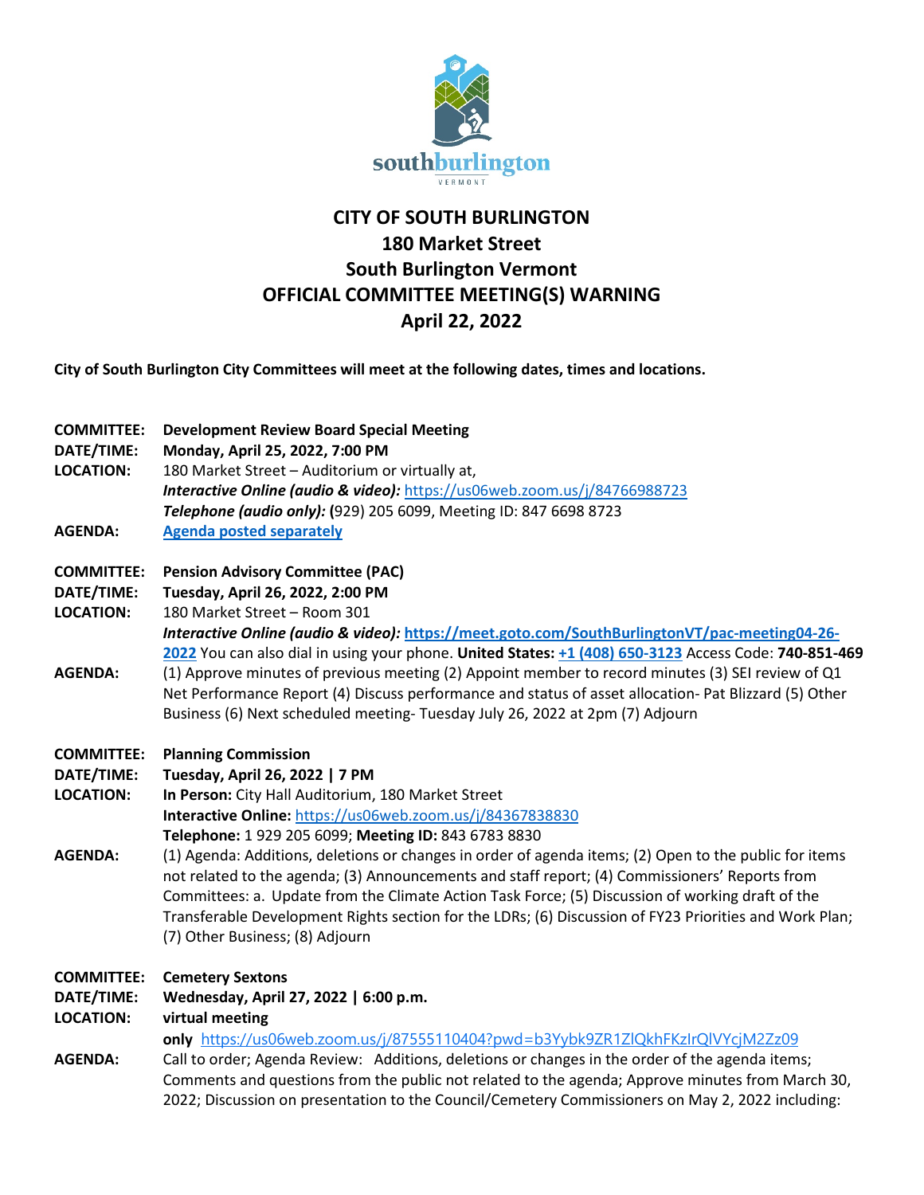# CITY OF SOUTH BURLINGTON
# 180 Market Street
# South Burlington Vermont
# OFFICIAL COMMITTEE MEETING(S) WARNING
# April 22, 2022

**City of South Burlington City Committees will meet at the following dates, times and locations.**

**COMMITTEE:** **Development Review Board Special Meeting**
**DATE/TIME:** **Monday, April 25, 2022, 7:00 PM**
**LOCATION:** 180 Market Street – Auditorium or virtually at,
***Interactive Online (audio & video):*** https://us06web.zoom.us/j/84766988723
***Telephone (audio only):*** **(**929) 205 6099, Meeting ID: 847 6698 8723
**AGENDA:** **Agenda posted separately**

**COMMITTEE:** **Pension Advisory Committee (PAC)**
**DATE/TIME:** **Tuesday, April 26, 2022, 2:00 PM**
**LOCATION:** 180 Market Street – Room 301
***Interactive Online (audio & video):*** **https://meet.goto.com/SouthBurlingtonVT/pac-meeting04-26-2022** You can also dial in using your phone. **United States: +1 (408) 650-3123** Access Code: **740-851-469**
**AGENDA:** (1) Approve minutes of previous meeting (2) Appoint member to record minutes (3) SEI review of Q1 Net Performance Report (4) Discuss performance and status of asset allocation- Pat Blizzard (5) Other Business (6) Next scheduled meeting- Tuesday July 26, 2022 at 2pm (7) Adjourn

**COMMITTEE:** **Planning Commission**
**DATE/TIME:** **Tuesday, April 26, 2022 | 7 PM**
**LOCATION:** **In Person:** City Hall Auditorium, 180 Market Street
**Interactive Online:** https://us06web.zoom.us/j/84367838830
**Telephone:** 1 929 205 6099; **Meeting ID:** 843 6783 8830
**AGENDA:** (1) Agenda: Additions, deletions or changes in order of agenda items; (2) Open to the public for items not related to the agenda; (3) Announcements and staff report; (4) Commissioners' Reports from Committees: a. Update from the Climate Action Task Force; (5) Discussion of working draft of the Transferable Development Rights section for the LDRs; (6) Discussion of FY23 Priorities and Work Plan; (7) Other Business; (8) Adjourn

**COMMITTEE:** **Cemetery Sextons**
**DATE/TIME:** **Wednesday, April 27, 2022 | 6:00 p.m.**
**LOCATION:** **virtual meeting only** https://us06web.zoom.us/j/87555110404?pwd=b3Yybk9ZR1ZlQkhFKzIrQlVYcjM2Zz09
**AGENDA:** Call to order; Agenda Review: Additions, deletions or changes in the order of the agenda items; Comments and questions from the public not related to the agenda; Approve minutes from March 30, 2022; Discussion on presentation to the Council/Cemetery Commissioners on May 2, 2022 including: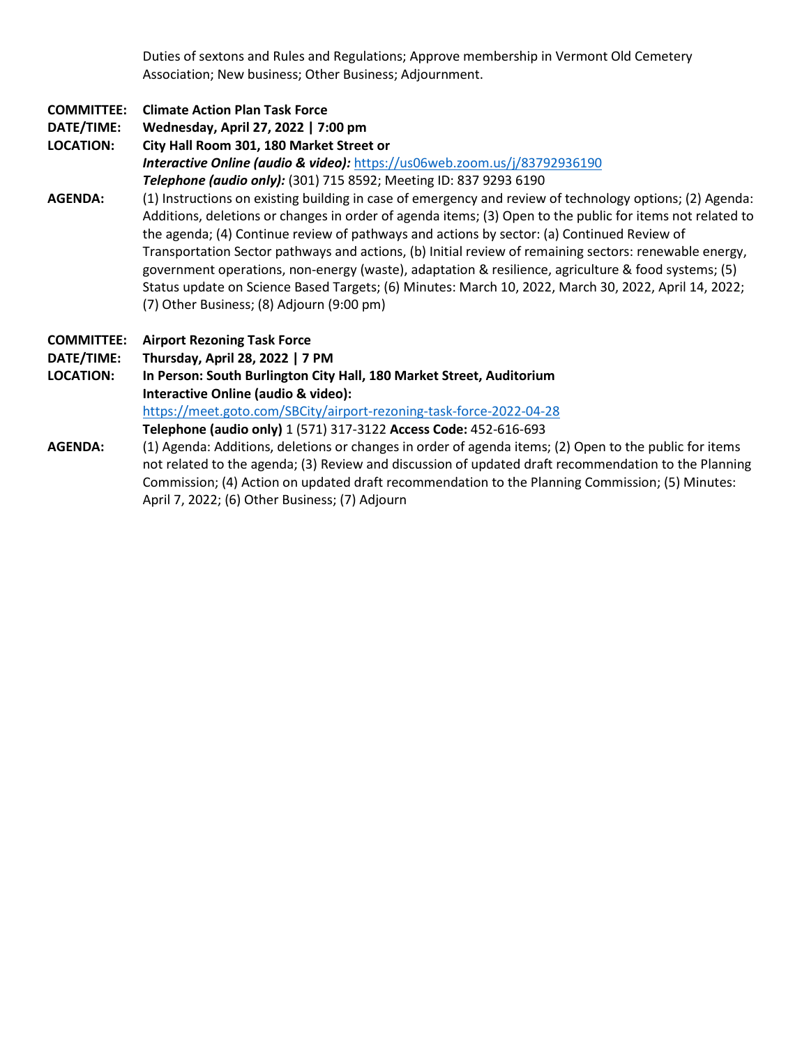Duties of sextons and Rules and Regulations; Approve membership in Vermont Old Cemetery Association; New business; Other Business; Adjournment.

**COMMITTEE:** **Climate Action Plan Task Force**
**DATE/TIME:** **Wednesday, April 27, 2022 | 7:00 pm**
**LOCATION:** **City Hall Room 301, 180 Market Street or**
***Interactive Online (audio & video):*** https://us06web.zoom.us/j/83792936190
***Telephone (audio only):*** (301) 715 8592; Meeting ID: 837 9293 6190
**AGENDA:** (1) Instructions on existing building in case of emergency and review of technology options; (2) Agenda: Additions, deletions or changes in order of agenda items; (3) Open to the public for items not related to the agenda; (4) Continue review of pathways and actions by sector: (a) Continued Review of Transportation Sector pathways and actions, (b) Initial review of remaining sectors: renewable energy, government operations, non-energy (waste), adaptation & resilience, agriculture & food systems; (5) Status update on Science Based Targets; (6) Minutes: March 10, 2022, March 30, 2022, April 14, 2022; (7) Other Business; (8) Adjourn (9:00 pm)

**COMMITTEE:** **Airport Rezoning Task Force**
**DATE/TIME:** **Thursday, April 28, 2022 | 7 PM**
**LOCATION:** **In Person: South Burlington City Hall, 180 Market Street, Auditorium**
**Interactive Online (audio & video):**
https://meet.goto.com/SBCity/airport-rezoning-task-force-2022-04-28
**Telephone (audio only)** 1 (571) 317-3122 **Access Code:** 452-616-693
**AGENDA:** (1) Agenda: Additions, deletions or changes in order of agenda items; (2) Open to the public for items not related to the agenda; (3) Review and discussion of updated draft recommendation to the Planning Commission; (4) Action on updated draft recommendation to the Planning Commission; (5) Minutes: April 7, 2022; (6) Other Business; (7) Adjourn